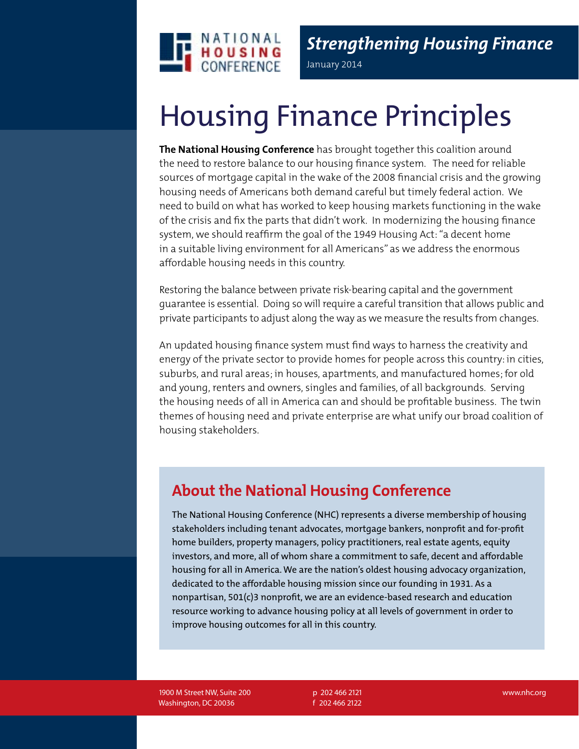NATIONAL HOUSING CONFERENCE

*Strengthening Housing Finance*

January 2014

# Housing Finance Principles

**The National Housing Conference** has brought together this coalition around the need to restore balance to our housing finance system. The need for reliable sources of mortgage capital in the wake of the 2008 financial crisis and the growing housing needs of Americans both demand careful but timely federal action. We need to build on what has worked to keep housing markets functioning in the wake of the crisis and fix the parts that didn't work. In modernizing the housing finance system, we should reaffirm the goal of the 1949 Housing Act: "a decent home in a suitable living environment for all Americans" as we address the enormous affordable housing needs in this country.

Restoring the balance between private risk-bearing capital and the government guarantee is essential. Doing so will require a careful transition that allows public and private participants to adjust along the way as we measure the results from changes.

An updated housing finance system must find ways to harness the creativity and energy of the private sector to provide homes for people across this country: in cities, suburbs, and rural areas; in houses, apartments, and manufactured homes; for old and young, renters and owners, singles and families, of all backgrounds. Serving the housing needs of all in America can and should be profitable business. The twin themes of housing need and private enterprise are what unify our broad coalition of housing stakeholders.

## About the National Housing Conference

The National Housing Conference (NHC) represents a diverse membership of housing stakeholders including tenant advocates, mortgage bankers, nonprofit and for-profit home builders, property managers, policy practitioners, real estate agents, equity investors, and more, all of whom share a commitment to safe, decent and affordable housing for all in America. We are the nation's oldest housing advocacy organization, dedicated to the affordable housing mission since our founding in 1931. As a nonpartisan, 501(c)3 nonprofit, we are an evidence-based research and education resource working to advance housing policy at all levels of government in order to improve housing outcomes for all in this country.

1900 M Street NW, Suite 200
Washington, DC 20036

p 202 466 2121
f 202 466 2122

www.nhc.org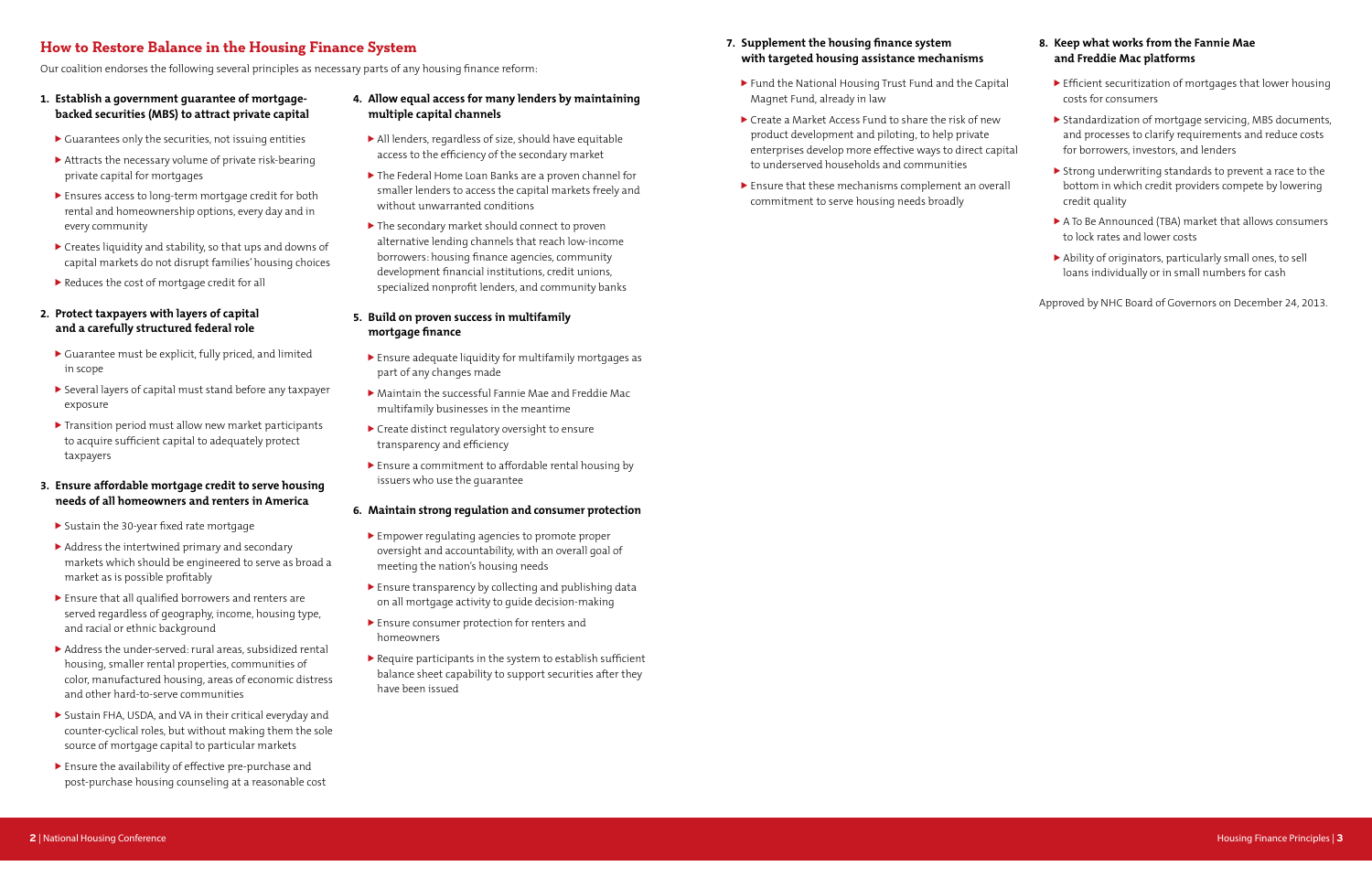## How to Restore Balance in the Housing Finance System

Our coalition endorses the following several principles as necessary parts of any housing finance reform:

1. **Establish a government guarantee of mortgage-backed securities (MBS) to attract private capital**
   - Guarantees only the securities, not issuing entities
   - Attracts the necessary volume of private risk-bearing private capital for mortgages
   - Ensures access to long-term mortgage credit for both rental and homeownership options, every day and in every community
   - Creates liquidity and stability, so that ups and downs of capital markets do not disrupt families' housing choices
   - Reduces the cost of mortgage credit for all

2. **Protect taxpayers with layers of capital and a carefully structured federal role**
   - Guarantee must be explicit, fully priced, and limited in scope
   - Several layers of capital must stand before any taxpayer exposure
   - Transition period must allow new market participants to acquire sufficient capital to adequately protect taxpayers

3. **Ensure affordable mortgage credit to serve housing needs of all homeowners and renters in America**
   - Sustain the 30-year fixed rate mortgage
   - Address the intertwined primary and secondary markets which should be engineered to serve as broad a market as is possible profitably
   - Ensure that all qualified borrowers and renters are served regardless of geography, income, housing type, and racial or ethnic background
   - Address the under-served: rural areas, subsidized rental housing, smaller rental properties, communities of color, manufactured housing, areas of economic distress and other hard-to-serve communities
   - Sustain FHA, USDA, and VA in their critical everyday and counter-cyclical roles, but without making them the sole source of mortgage capital to particular markets
   - Ensure the availability of effective pre-purchase and post-purchase housing counseling at a reasonable cost

4. **Allow equal access for many lenders by maintaining multiple capital channels**
   - All lenders, regardless of size, should have equitable access to the efficiency of the secondary market
   - The Federal Home Loan Banks are a proven channel for smaller lenders to access the capital markets freely and without unwarranted conditions
   - The secondary market should connect to proven alternative lending channels that reach low-income borrowers: housing finance agencies, community development financial institutions, credit unions, specialized nonprofit lenders, and community banks

5. **Build on proven success in multifamily mortgage finance**
   - Ensure adequate liquidity for multifamily mortgages as part of any changes made
   - Maintain the successful Fannie Mae and Freddie Mac multifamily businesses in the meantime
   - Create distinct regulatory oversight to ensure transparency and efficiency
   - Ensure a commitment to affordable rental housing by issuers who use the guarantee

6. **Maintain strong regulation and consumer protection**
   - Empower regulating agencies to promote proper oversight and accountability, with an overall goal of meeting the nation's housing needs
   - Ensure transparency by collecting and publishing data on all mortgage activity to guide decision-making
   - Ensure consumer protection for renters and homeowners
   - Require participants in the system to establish sufficient balance sheet capability to support securities after they have been issued

7. **Supplement the housing finance system with targeted housing assistance mechanisms**
   - Fund the National Housing Trust Fund and the Capital Magnet Fund, already in law
   - Create a Market Access Fund to share the risk of new product development and piloting, to help private enterprises develop more effective ways to direct capital to underserved households and communities
   - Ensure that these mechanisms complement an overall commitment to serve housing needs broadly

8. **Keep what works from the Fannie Mae and Freddie Mac platforms**
   - Efficient securitization of mortgages that lower housing costs for consumers
   - Standardization of mortgage servicing, MBS documents, and processes to clarify requirements and reduce costs for borrowers, investors, and lenders
   - Strong underwriting standards to prevent a race to the bottom in which credit providers compete by lowering credit quality
   - A To Be Announced (TBA) market that allows consumers to lock rates and lower costs
   - Ability of originators, particularly small ones, to sell loans individually or in small numbers for cash

Approved by NHC Board of Governors on December 24, 2013.